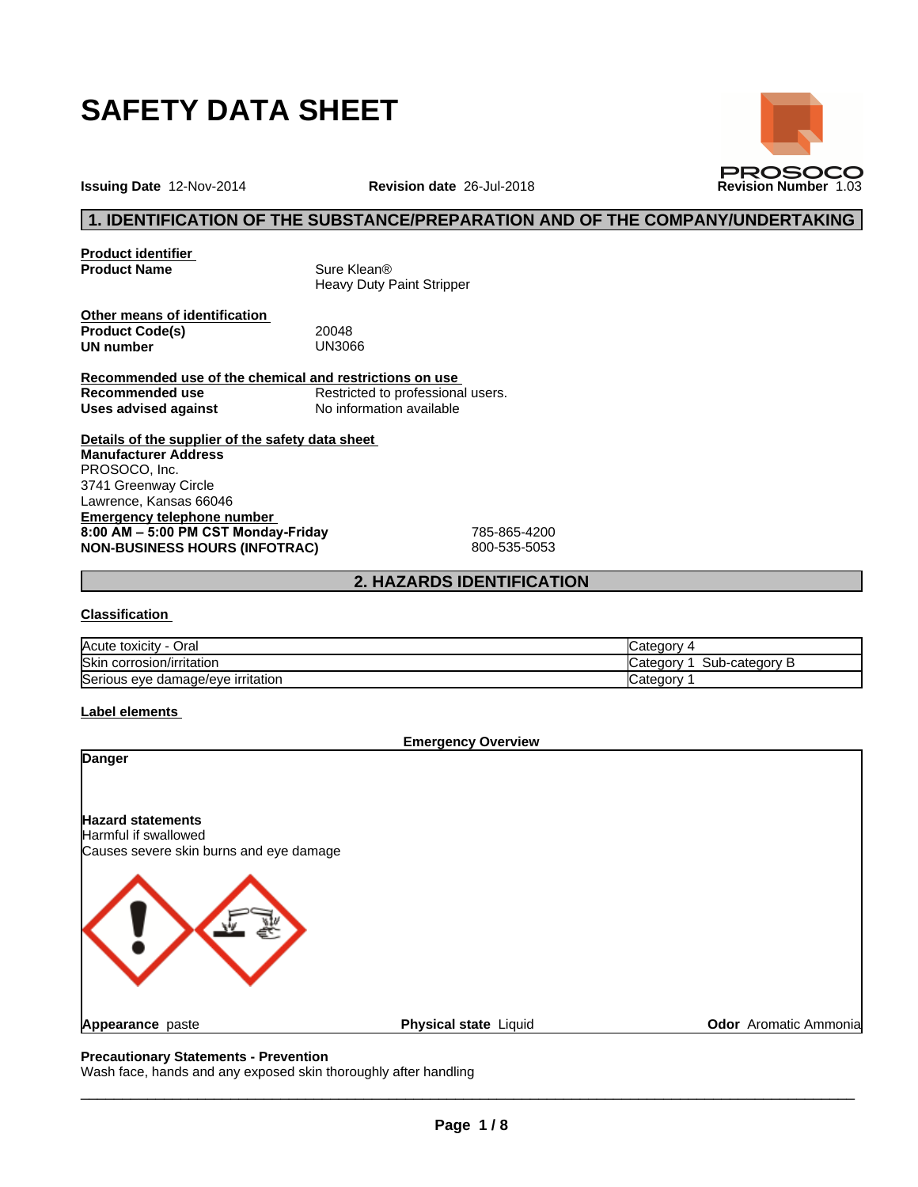# SAFETY DATA SHEET

PROSOCO

**Issuing Date** 12-Nov-2014 **Revision date** 26-Jul-2018 **Revision Number** 1.03

## 1. IDENTIFICATION OF THE SUBSTANCE/PREPARATION AND OF THE COMPANY/UNDERTAKING

**Product identifier**

**Product Name** Sure Klean®
Heavy Duty Paint Stripper

**Other means of identification**

**Product Code(s)** 20048

**UN number** UN3066

**Recommended use of the chemical and restrictions on use**

**Recommended use** Restricted to professional users.

**Uses advised against** No information available

**Details of the supplier of the safety data sheet**

**Manufacturer Address**
PROSOCO, Inc.
3741 Greenway Circle
Lawrence, Kansas 66046

**Emergency telephone number**

**8:00 AM – 5:00 PM CST Monday-Friday** 785-865-4200

**NON-BUSINESS HOURS (INFOTRAC)** 800-535-5053

## 2. HAZARDS IDENTIFICATION

**Classification**

| | |
|---|---|
| Acute toxicity - Oral | Category 4 |
| Skin corrosion/irritation | Category 1 Sub-category B |
| Serious eye damage/eye irritation | Category 1 |

**Label elements**

**Emergency Overview**

**Danger**

**Hazard statements**
Harmful if swallowed
Causes severe skin burns and eye damage

**Appearance** paste **Physical state** Liquid **Odor** Aromatic Ammonia

**Precautionary Statements - Prevention**
Wash face, hands and any exposed skin thoroughly after handling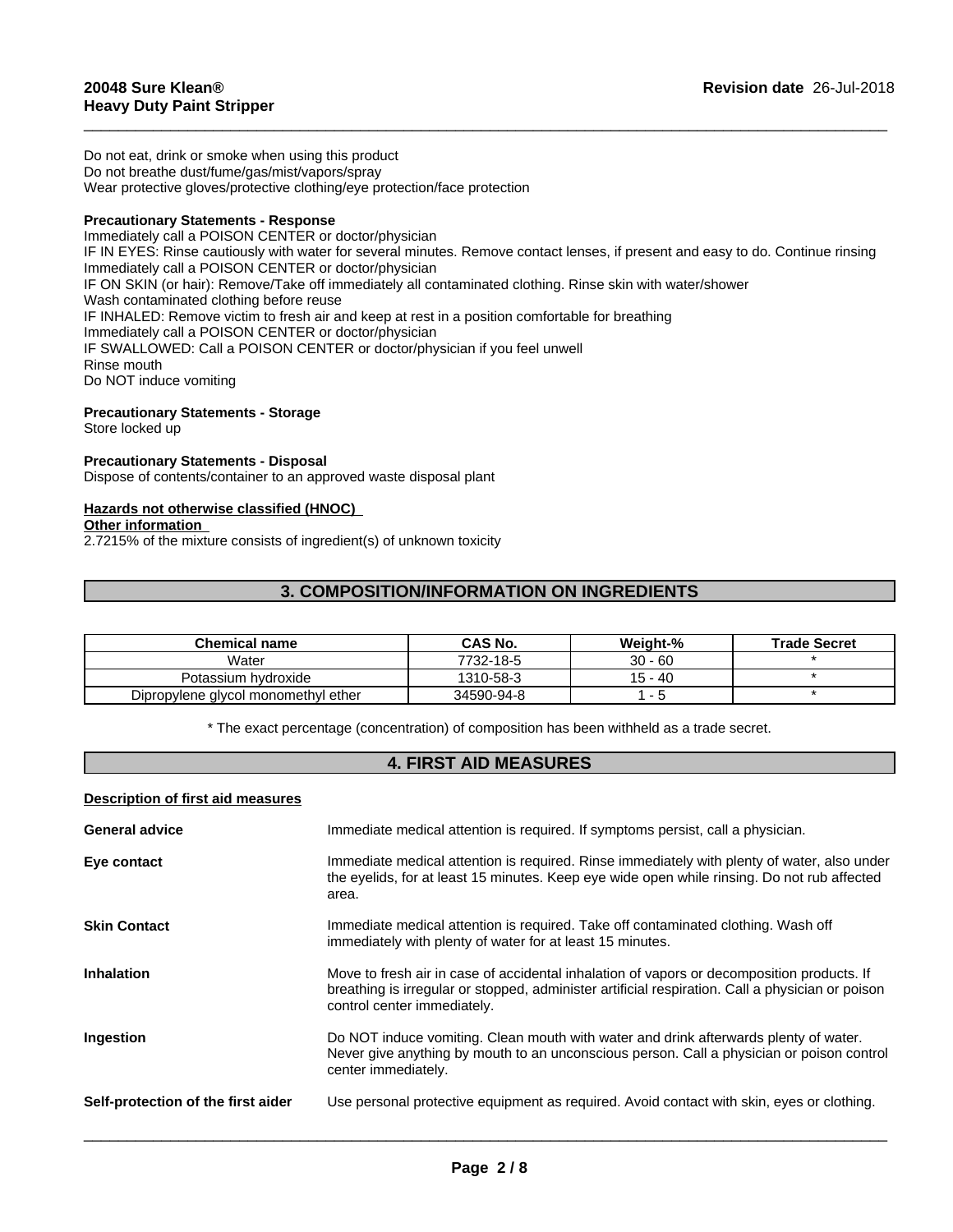Do not eat, drink or smoke when using this product
Do not breathe dust/fume/gas/mist/vapors/spray
Wear protective gloves/protective clothing/eye protection/face protection

**Precautionary Statements - Response**
Immediately call a POISON CENTER or doctor/physician
IF IN EYES: Rinse cautiously with water for several minutes. Remove contact lenses, if present and easy to do. Continue rinsing
Immediately call a POISON CENTER or doctor/physician
IF ON SKIN (or hair): Remove/Take off immediately all contaminated clothing. Rinse skin with water/shower
Wash contaminated clothing before reuse
IF INHALED: Remove victim to fresh air and keep at rest in a position comfortable for breathing
Immediately call a POISON CENTER or doctor/physician
IF SWALLOWED: Call a POISON CENTER or doctor/physician if you feel unwell
Rinse mouth
Do NOT induce vomiting

**Precautionary Statements - Storage**
Store locked up

**Precautionary Statements - Disposal**
Dispose of contents/container to an approved waste disposal plant

**Hazards not otherwise classified (HNOC)**
**Other information**
2.7215% of the mixture consists of ingredient(s) of unknown toxicity

## 3. COMPOSITION/INFORMATION ON INGREDIENTS

| Chemical name | CAS No. | Weight-% | Trade Secret |
|---|---|---|---|
| Water | 7732-18-5 | 30 - 60 | * |
| Potassium hydroxide | 1310-58-3 | 15 - 40 | * |
| Dipropylene glycol monomethyl ether | 34590-94-8 | 1 - 5 | * |

* The exact percentage (concentration) of composition has been withheld as a trade secret.

## 4. FIRST AID MEASURES

**Description of first aid measures**

**General advice** Immediate medical attention is required. If symptoms persist, call a physician.

**Eye contact** Immediate medical attention is required. Rinse immediately with plenty of water, also under the eyelids, for at least 15 minutes. Keep eye wide open while rinsing. Do not rub affected area.

**Skin Contact** Immediate medical attention is required. Take off contaminated clothing. Wash off immediately with plenty of water for at least 15 minutes.

**Inhalation** Move to fresh air in case of accidental inhalation of vapors or decomposition products. If breathing is irregular or stopped, administer artificial respiration. Call a physician or poison control center immediately.

**Ingestion** Do NOT induce vomiting. Clean mouth with water and drink afterwards plenty of water. Never give anything by mouth to an unconscious person. Call a physician or poison control center immediately.

**Self-protection of the first aider** Use personal protective equipment as required. Avoid contact with skin, eyes or clothing.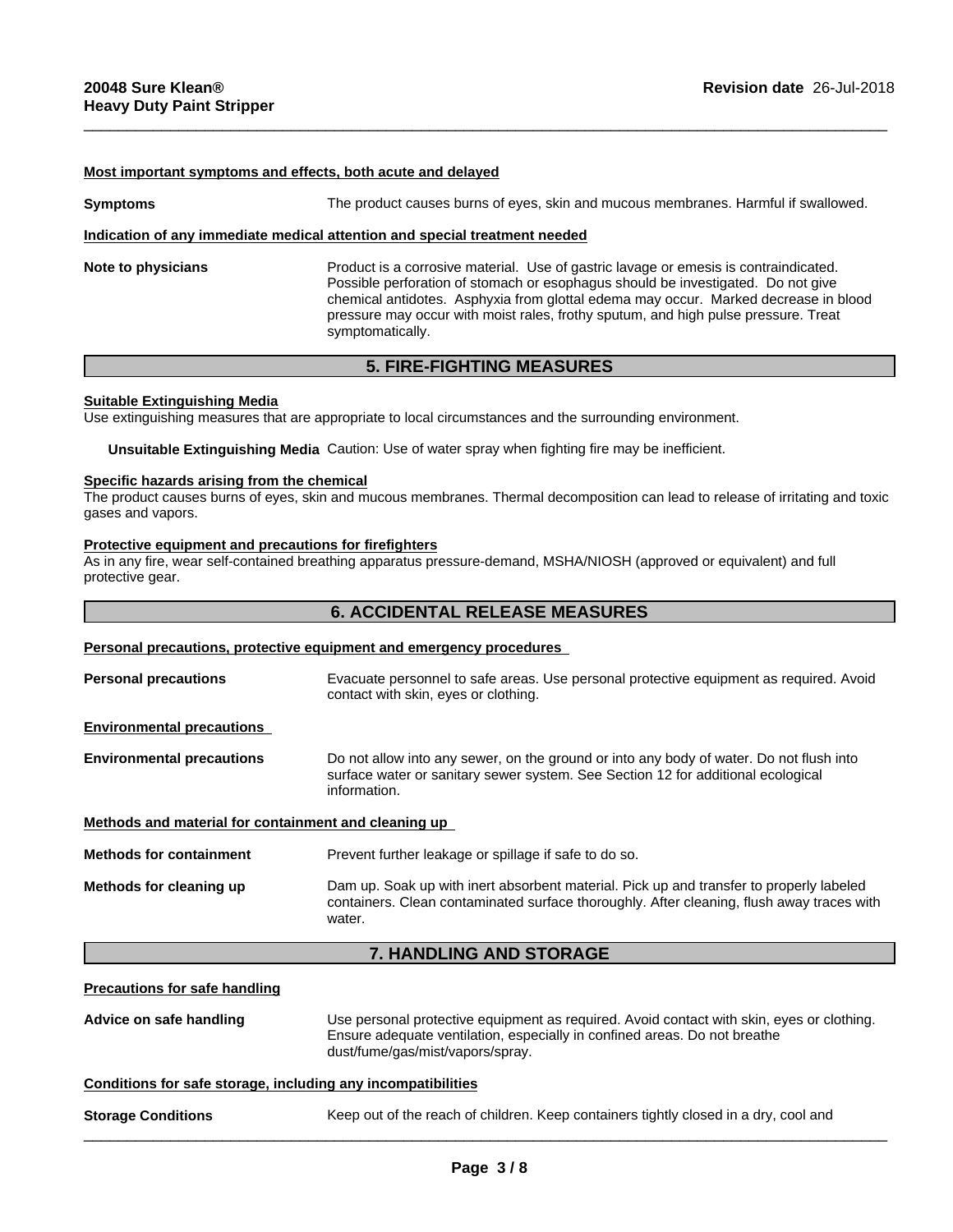**Most important symptoms and effects, both acute and delayed**

**Symptoms** The product causes burns of eyes, skin and mucous membranes. Harmful if swallowed.

**Indication of any immediate medical attention and special treatment needed**

**Note to physicians** Product is a corrosive material. Use of gastric lavage or emesis is contraindicated. Possible perforation of stomach or esophagus should be investigated. Do not give chemical antidotes. Asphyxia from glottal edema may occur. Marked decrease in blood pressure may occur with moist rales, frothy sputum, and high pulse pressure. Treat symptomatically.

## 5. FIRE-FIGHTING MEASURES

**Suitable Extinguishing Media**

Use extinguishing measures that are appropriate to local circumstances and the surrounding environment.

**Unsuitable Extinguishing Media** Caution: Use of water spray when fighting fire may be inefficient.

**Specific hazards arising from the chemical**

The product causes burns of eyes, skin and mucous membranes. Thermal decomposition can lead to release of irritating and toxic gases and vapors.

**Protective equipment and precautions for firefighters**

As in any fire, wear self-contained breathing apparatus pressure-demand, MSHA/NIOSH (approved or equivalent) and full protective gear.

## 6. ACCIDENTAL RELEASE MEASURES

**Personal precautions, protective equipment and emergency procedures**

**Personal precautions** Evacuate personnel to safe areas. Use personal protective equipment as required. Avoid contact with skin, eyes or clothing.

**Environmental precautions**

**Environmental precautions** Do not allow into any sewer, on the ground or into any body of water. Do not flush into surface water or sanitary sewer system. See Section 12 for additional ecological information.

**Methods and material for containment and cleaning up**

**Methods for containment** Prevent further leakage or spillage if safe to do so.

**Methods for cleaning up** Dam up. Soak up with inert absorbent material. Pick up and transfer to properly labeled containers. Clean contaminated surface thoroughly. After cleaning, flush away traces with water.

## 7. HANDLING AND STORAGE

**Precautions for safe handling**

**Advice on safe handling** Use personal protective equipment as required. Avoid contact with skin, eyes or clothing. Ensure adequate ventilation, especially in confined areas. Do not breathe dust/fume/gas/mist/vapors/spray.

**Conditions for safe storage, including any incompatibilities**

**Storage Conditions** Keep out of the reach of children. Keep containers tightly closed in a dry, cool and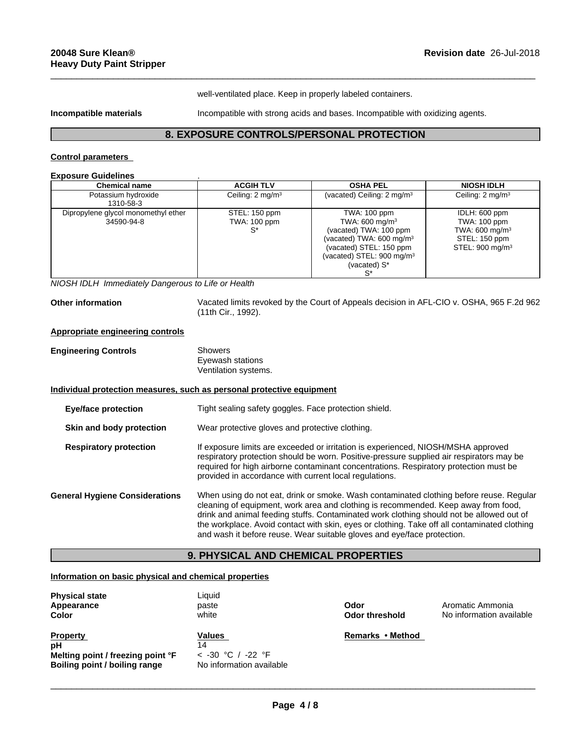well-ventilated place. Keep in properly labeled containers.

**Incompatible materials** Incompatible with strong acids and bases. Incompatible with oxidizing agents.

## 8. EXPOSURE CONTROLS/PERSONAL PROTECTION

**Control parameters**

**Exposure Guidelines** .

| Chemical name | ACGIH TLV | OSHA PEL | NIOSH IDLH |
|---|---|---|---|
| Potassium hydroxide 1310-58-3 | Ceiling: 2 mg/m³ | (vacated) Ceiling: 2 mg/m³ | Ceiling: 2 mg/m³ |
| Dipropylene glycol monomethyl ether 34590-94-8 | STEL: 150 ppm TWA: 100 ppm S* | TWA: 100 ppm TWA: 600 mg/m³ (vacated) TWA: 100 ppm (vacated) TWA: 600 mg/m³ (vacated) STEL: 150 ppm (vacated) STEL: 900 mg/m³ (vacated) S* S* | IDLH: 600 ppm TWA: 100 ppm TWA: 600 mg/m³ STEL: 150 ppm STEL: 900 mg/m³ |

*NIOSH IDLH Immediately Dangerous to Life or Health*

**Other information** Vacated limits revoked by the Court of Appeals decision in AFL-CIO v. OSHA, 965 F.2d 962 (11th Cir., 1992).

**Appropriate engineering controls**

**Engineering Controls** Showers
Eyewash stations
Ventilation systems.

**Individual protection measures, such as personal protective equipment**

**Eye/face protection** Tight sealing safety goggles. Face protection shield.

**Skin and body protection** Wear protective gloves and protective clothing.

**Respiratory protection** If exposure limits are exceeded or irritation is experienced, NIOSH/MSHA approved respiratory protection should be worn. Positive-pressure supplied air respirators may be required for high airborne contaminant concentrations. Respiratory protection must be provided in accordance with current local regulations.

**General Hygiene Considerations** When using do not eat, drink or smoke. Wash contaminated clothing before reuse. Regular cleaning of equipment, work area and clothing is recommended. Keep away from food, drink and animal feeding stuffs. Contaminated work clothing should not be allowed out of the workplace. Avoid contact with skin, eyes or clothing. Take off all contaminated clothing and wash it before reuse. Wear suitable gloves and eye/face protection.

## 9. PHYSICAL AND CHEMICAL PROPERTIES

**Information on basic physical and chemical properties**

**Physical state** Liquid
**Appearance** paste
**Color** white
**Odor** Aromatic Ammonia
**Odor threshold** No information available

| Property | Values | Remarks • Method |
|---|---|---|
| **pH** | 14 | |
| **Melting point / freezing point °F** | < -30 °C / -22 °F | |
| **Boiling point / boiling range** | No information available | |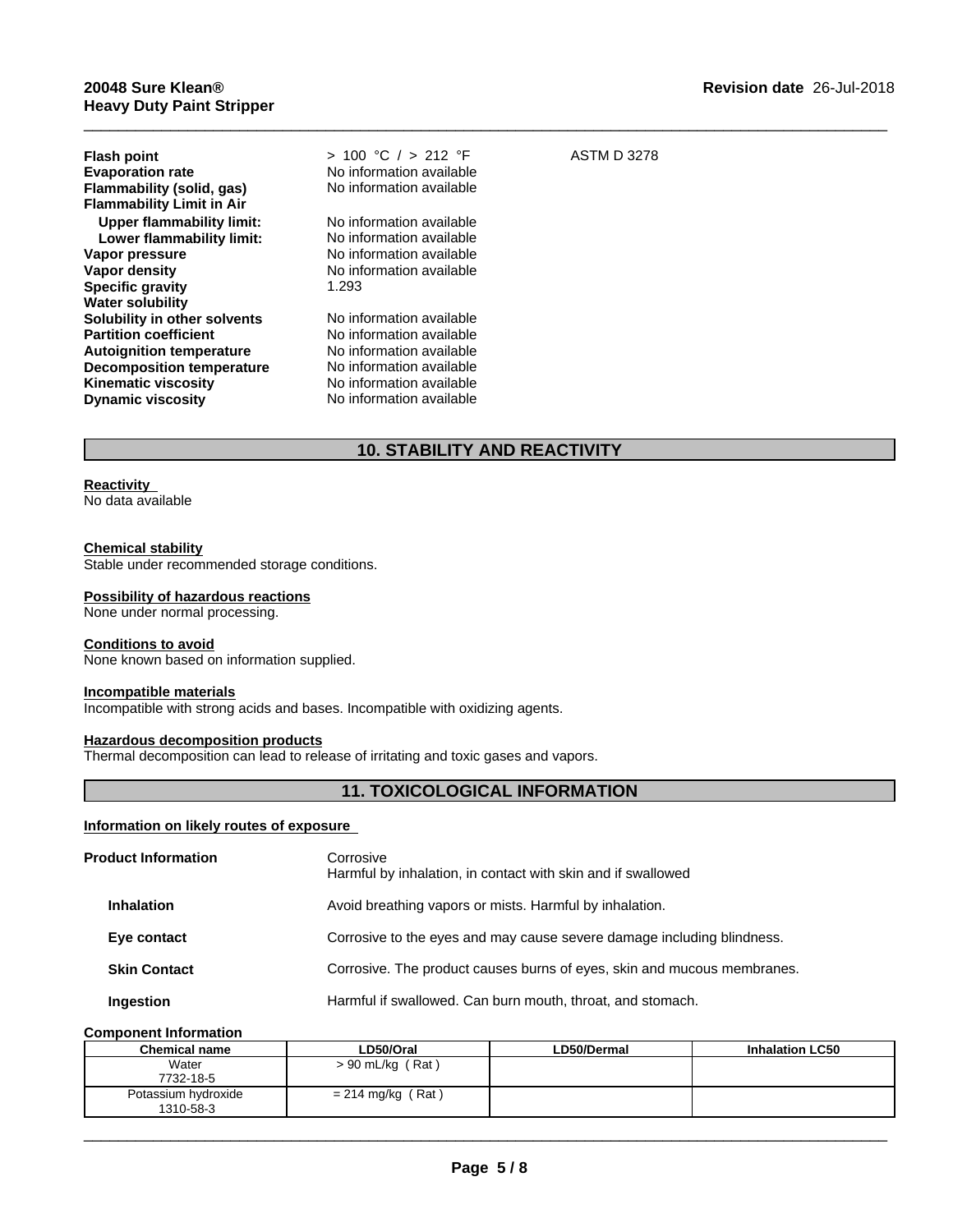| | | |
|---|---|---|
| **Flash point** | > 100 °C / > 212 °F | ASTM D 3278 |
| **Evaporation rate** | No information available | |
| **Flammability (solid, gas)** | No information available | |
| **Flammability Limit in Air** | | |
| **Upper flammability limit:** | No information available | |
| **Lower flammability limit:** | No information available | |
| **Vapor pressure** | No information available | |
| **Vapor density** | No information available | |
| **Specific gravity** | 1.293 | |
| **Water solubility** | | |
| **Solubility in other solvents** | No information available | |
| **Partition coefficient** | No information available | |
| **Autoignition temperature** | No information available | |
| **Decomposition temperature** | No information available | |
| **Kinematic viscosity** | No information available | |
| **Dynamic viscosity** | No information available | |

## 10. STABILITY AND REACTIVITY

**Reactivity**
No data available

**Chemical stability**
Stable under recommended storage conditions.

**Possibility of hazardous reactions**
None under normal processing.

**Conditions to avoid**
None known based on information supplied.

**Incompatible materials**
Incompatible with strong acids and bases. Incompatible with oxidizing agents.

**Hazardous decomposition products**
Thermal decomposition can lead to release of irritating and toxic gases and vapors.

## 11. TOXICOLOGICAL INFORMATION

**Information on likely routes of exposure**

| | |
|---|---|
| **Product Information** | Corrosive<br>Harmful by inhalation, in contact with skin and if swallowed |
| **Inhalation** | Avoid breathing vapors or mists. Harmful by inhalation. |
| **Eye contact** | Corrosive to the eyes and may cause severe damage including blindness. |
| **Skin Contact** | Corrosive. The product causes burns of eyes, skin and mucous membranes. |
| **Ingestion** | Harmful if swallowed. Can burn mouth, throat, and stomach. |

**Component Information**

| Chemical name | LD50/Oral | LD50/Dermal | Inhalation LC50 |
|---|---|---|---|
| Water<br>7732-18-5 | > 90 mL/kg ( Rat ) | | |
| Potassium hydroxide<br>1310-58-3 | = 214 mg/kg ( Rat ) | | |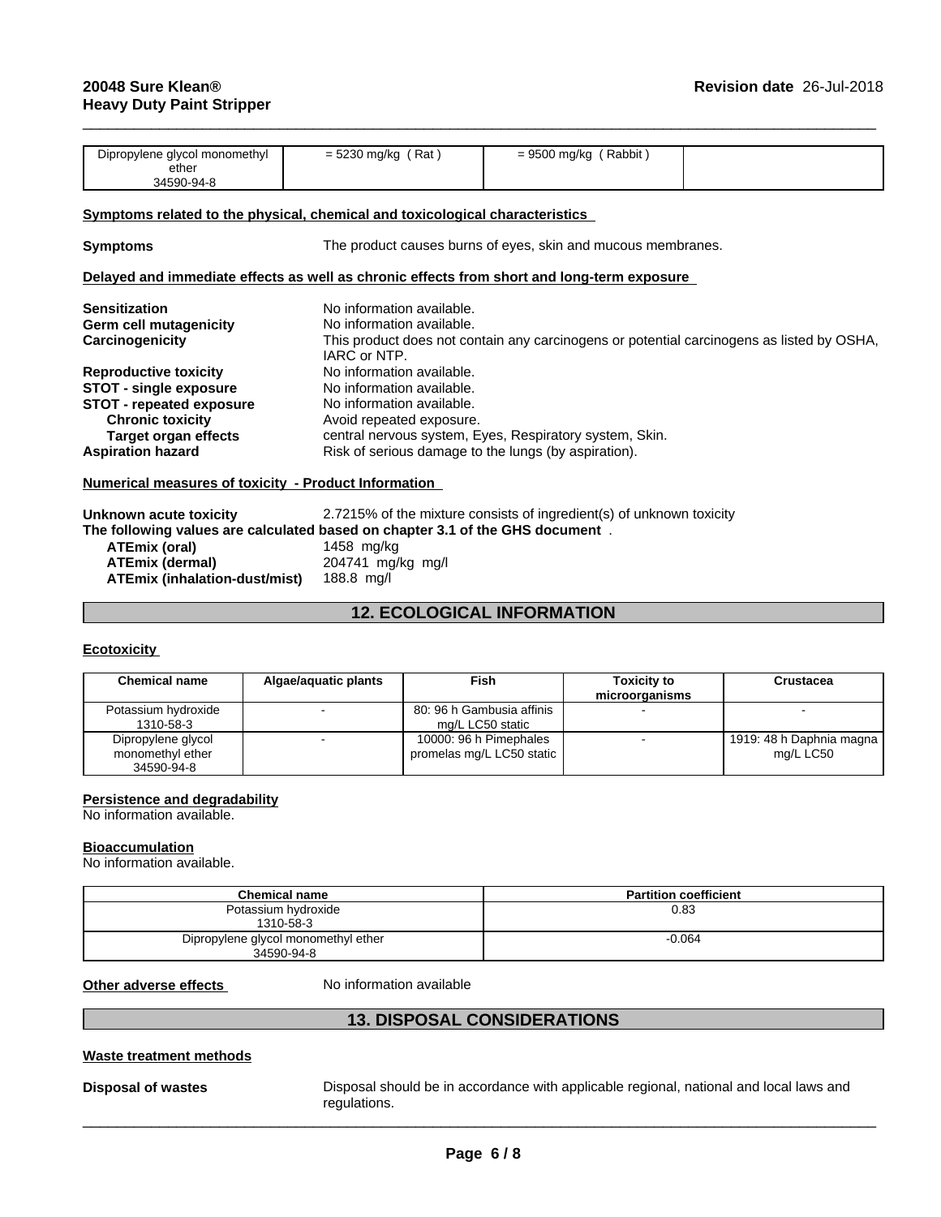| | | | |
|---|---|---|---|
| Dipropylene glycol monomethyl ether 34590-94-8 | = 5230 mg/kg ( Rat ) | = 9500 mg/kg ( Rabbit ) | |

**Symptoms related to the physical, chemical and toxicological characteristics**

**Symptoms** The product causes burns of eyes, skin and mucous membranes.

**Delayed and immediate effects as well as chronic effects from short and long-term exposure**

**Sensitization** No information available.
**Germ cell mutagenicity** No information available.
**Carcinogenicity** This product does not contain any carcinogens or potential carcinogens as listed by OSHA, IARC or NTP.
**Reproductive toxicity** No information available.
**STOT - single exposure** No information available.
**STOT - repeated exposure** No information available.
**Chronic toxicity** Avoid repeated exposure.
**Target organ effects** central nervous system, Eyes, Respiratory system, Skin.
**Aspiration hazard** Risk of serious damage to the lungs (by aspiration).

**Numerical measures of toxicity - Product Information**

**Unknown acute toxicity** 2.7215% of the mixture consists of ingredient(s) of unknown toxicity
**The following values are calculated based on chapter 3.1 of the GHS document** .
**ATEmix (oral)** 1458 mg/kg
**ATEmix (dermal)** 204741 mg/kg mg/l
**ATEmix (inhalation-dust/mist)** 188.8 mg/l

## 12. ECOLOGICAL INFORMATION

**Ecotoxicity**

| Chemical name | Algae/aquatic plants | Fish | Toxicity to microorganisms | Crustacea |
|---|---|---|---|---|
| Potassium hydroxide 1310-58-3 | - | 80: 96 h Gambusia affinis mg/L LC50 static | - | - |
| Dipropylene glycol monomethyl ether 34590-94-8 | - | 10000: 96 h Pimephales promelas mg/L LC50 static | - | 1919: 48 h Daphnia magna mg/L LC50 |

**Persistence and degradability**
No information available.

**Bioaccumulation**
No information available.

| Chemical name | Partition coefficient |
|---|---|
| Potassium hydroxide 1310-58-3 | 0.83 |
| Dipropylene glycol monomethyl ether 34590-94-8 | -0.064 |

**Other adverse effects** No information available

## 13. DISPOSAL CONSIDERATIONS

**Waste treatment methods**

**Disposal of wastes** Disposal should be in accordance with applicable regional, national and local laws and regulations.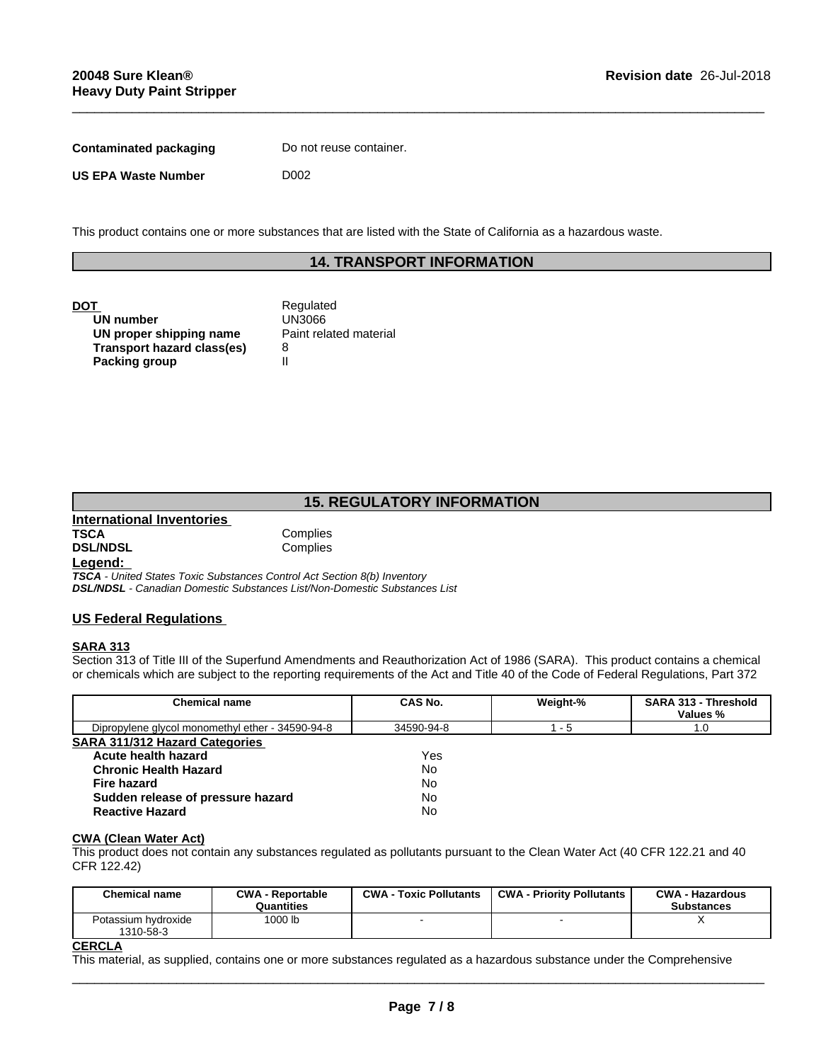**Contaminated packaging** Do not reuse container.

**US EPA Waste Number** D002

This product contains one or more substances that are listed with the State of California as a hazardous waste.

## 14. TRANSPORT INFORMATION

**DOT** Regulated
**UN number** UN3066
**UN proper shipping name** Paint related material
**Transport hazard class(es)** 8
**Packing group** II

## 15. REGULATORY INFORMATION

**International Inventories**

**TSCA** Complies
**DSL/NDSL** Complies

**Legend:**

***TSCA*** *- United States Toxic Substances Control Act Section 8(b) Inventory*
***DSL/NDSL*** *- Canadian Domestic Substances List/Non-Domestic Substances List*

### US Federal Regulations

**SARA 313**

Section 313 of Title III of the Superfund Amendments and Reauthorization Act of 1986 (SARA). This product contains a chemical or chemicals which are subject to the reporting requirements of the Act and Title 40 of the Code of Federal Regulations, Part 372

| Chemical name | CAS No. | Weight-% | SARA 313 - Threshold Values % |
|---|---|---|---|
| Dipropylene glycol monomethyl ether - 34590-94-8 | 34590-94-8 | 1 - 5 | 1.0 |

**SARA 311/312 Hazard Categories**

| | |
|---|---|
| **Acute health hazard** | Yes |
| **Chronic Health Hazard** | No |
| **Fire hazard** | No |
| **Sudden release of pressure hazard** | No |
| **Reactive Hazard** | No |

**CWA (Clean Water Act)**

This product does not contain any substances regulated as pollutants pursuant to the Clean Water Act (40 CFR 122.21 and 40 CFR 122.42)

| Chemical name | CWA - Reportable Quantities | CWA - Toxic Pollutants | CWA - Priority Pollutants | CWA - Hazardous Substances |
|---|---|---|---|---|
| Potassium hydroxide 1310-58-3 | 1000 lb | - | - | X |

**CERCLA**

This material, as supplied, contains one or more substances regulated as a hazardous substance under the Comprehensive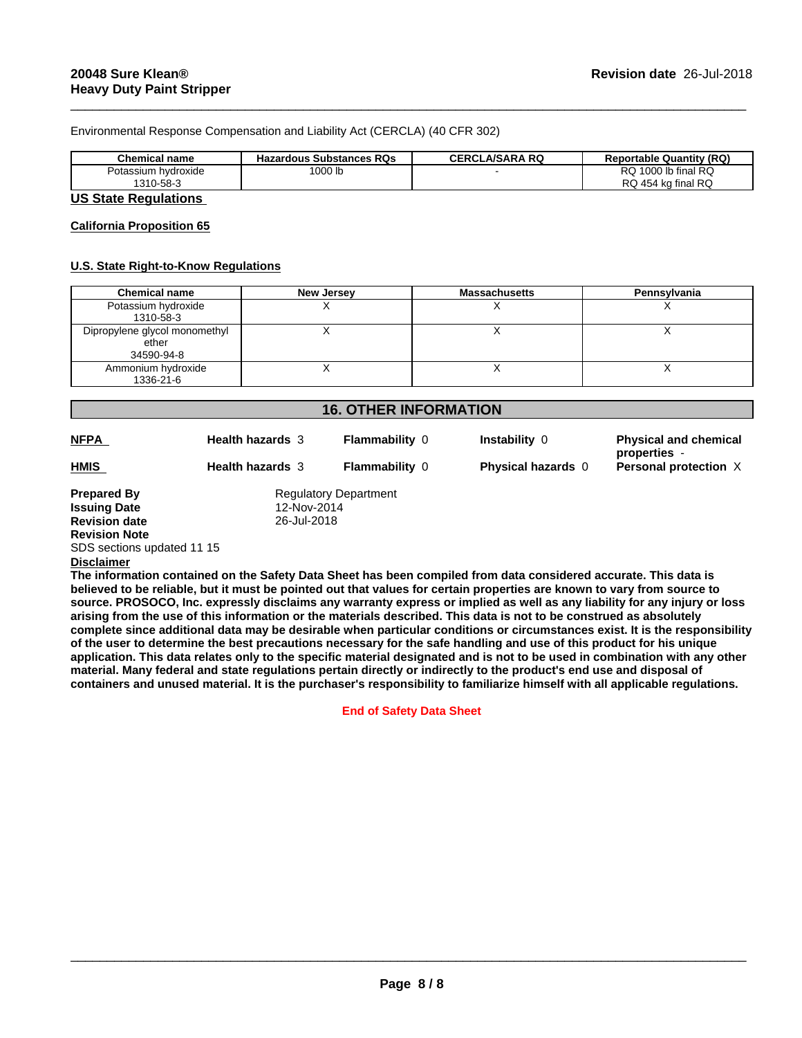Environmental Response Compensation and Liability Act (CERCLA) (40 CFR 302)

| Chemical name | Hazardous Substances RQs | CERCLA/SARA RQ | Reportable Quantity (RQ) |
|---|---|---|---|
| Potassium hydroxide<br>1310-58-3 | 1000 lb | - | RQ 1000 lb final RQ<br>RQ 454 kg final RQ |

## US State Regulations

### California Proposition 65

### U.S. State Right-to-Know Regulations

| Chemical name | New Jersey | Massachusetts | Pennsylvania |
|---|---|---|---|
| Potassium hydroxide<br>1310-58-3 | X | X | X |
| Dipropylene glycol monomethyl ether<br>34590-94-8 | X | X | X |
| Ammonium hydroxide<br>1336-21-6 | X | X | X |

## 16. OTHER INFORMATION

| | | | | |
|---|---|---|---|---|
| **NFPA** | **Health hazards** 3 | **Flammability** 0 | **Instability** 0 | **Physical and chemical properties** - |
| **HMIS** | **Health hazards** 3 | **Flammability** 0 | **Physical hazards** 0 | **Personal protection** X |

**Prepared By** Regulatory Department
**Issuing Date** 12-Nov-2014
**Revision date** 26-Jul-2018
**Revision Note**
SDS sections updated 11 15

**Disclaimer**

**The information contained on the Safety Data Sheet has been compiled from data considered accurate. This data is believed to be reliable, but it must be pointed out that values for certain properties are known to vary from source to source. PROSOCO, Inc. expressly disclaims any warranty express or implied as well as any liability for any injury or loss arising from the use of this information or the materials described. This data is not to be construed as absolutely complete since additional data may be desirable when particular conditions or circumstances exist. It is the responsibility of the user to determine the best precautions necessary for the safe handling and use of this product for his unique application. This data relates only to the specific material designated and is not to be used in combination with any other material. Many federal and state regulations pertain directly or indirectly to the product's end use and disposal of containers and unused material. It is the purchaser's responsibility to familiarize himself with all applicable regulations.**

**End of Safety Data Sheet**